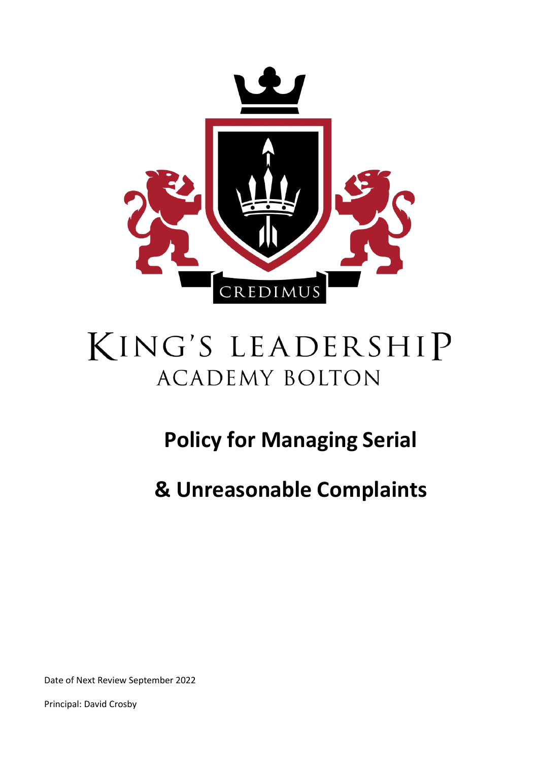CREDIMUS

KING'S LEADERSHIP
ACADEMY BOLTON

# Policy for Managing Serial

# & Unreasonable Complaints

Date of Next Review September 2022

Principal: David Crosby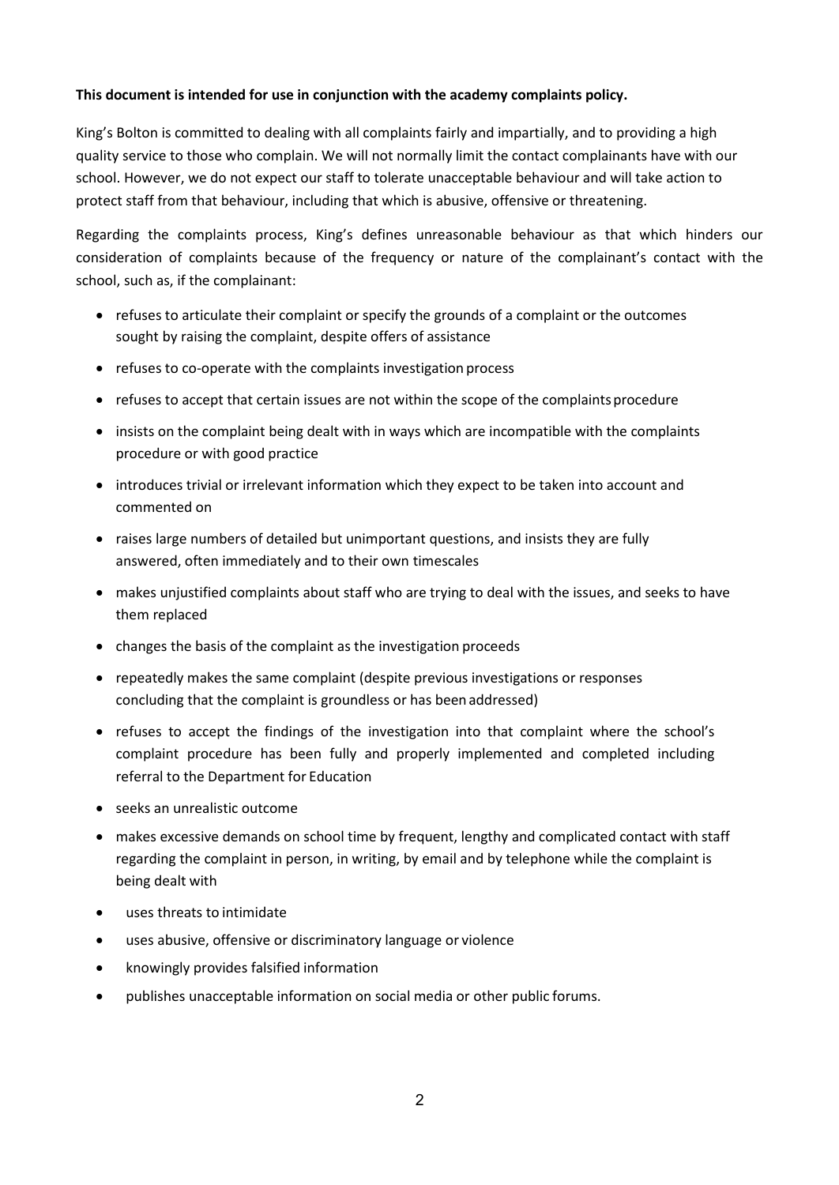**This document is intended for use in conjunction with the academy complaints policy.**

King's Bolton is committed to dealing with all complaints fairly and impartially, and to providing a high quality service to those who complain. We will not normally limit the contact complainants have with our school. However, we do not expect our staff to tolerate unacceptable behaviour and will take action to protect staff from that behaviour, including that which is abusive, offensive or threatening.

Regarding the complaints process, King's defines unreasonable behaviour as that which hinders our consideration of complaints because of the frequency or nature of the complainant's contact with the school, such as, if the complainant:

- refuses to articulate their complaint or specify the grounds of a complaint or the outcomes sought by raising the complaint, despite offers of assistance
- refuses to co-operate with the complaints investigation process
- refuses to accept that certain issues are not within the scope of the complaints procedure
- insists on the complaint being dealt with in ways which are incompatible with the complaints procedure or with good practice
- introduces trivial or irrelevant information which they expect to be taken into account and commented on
- raises large numbers of detailed but unimportant questions, and insists they are fully answered, often immediately and to their own timescales
- makes unjustified complaints about staff who are trying to deal with the issues, and seeks to have them replaced
- changes the basis of the complaint as the investigation proceeds
- repeatedly makes the same complaint (despite previous investigations or responses concluding that the complaint is groundless or has been addressed)
- refuses to accept the findings of the investigation into that complaint where the school's complaint procedure has been fully and properly implemented and completed including referral to the Department for Education
- seeks an unrealistic outcome
- makes excessive demands on school time by frequent, lengthy and complicated contact with staff regarding the complaint in person, in writing, by email and by telephone while the complaint is being dealt with
- uses threats to intimidate
- uses abusive, offensive or discriminatory language or violence
- knowingly provides falsified information
- publishes unacceptable information on social media or other public forums.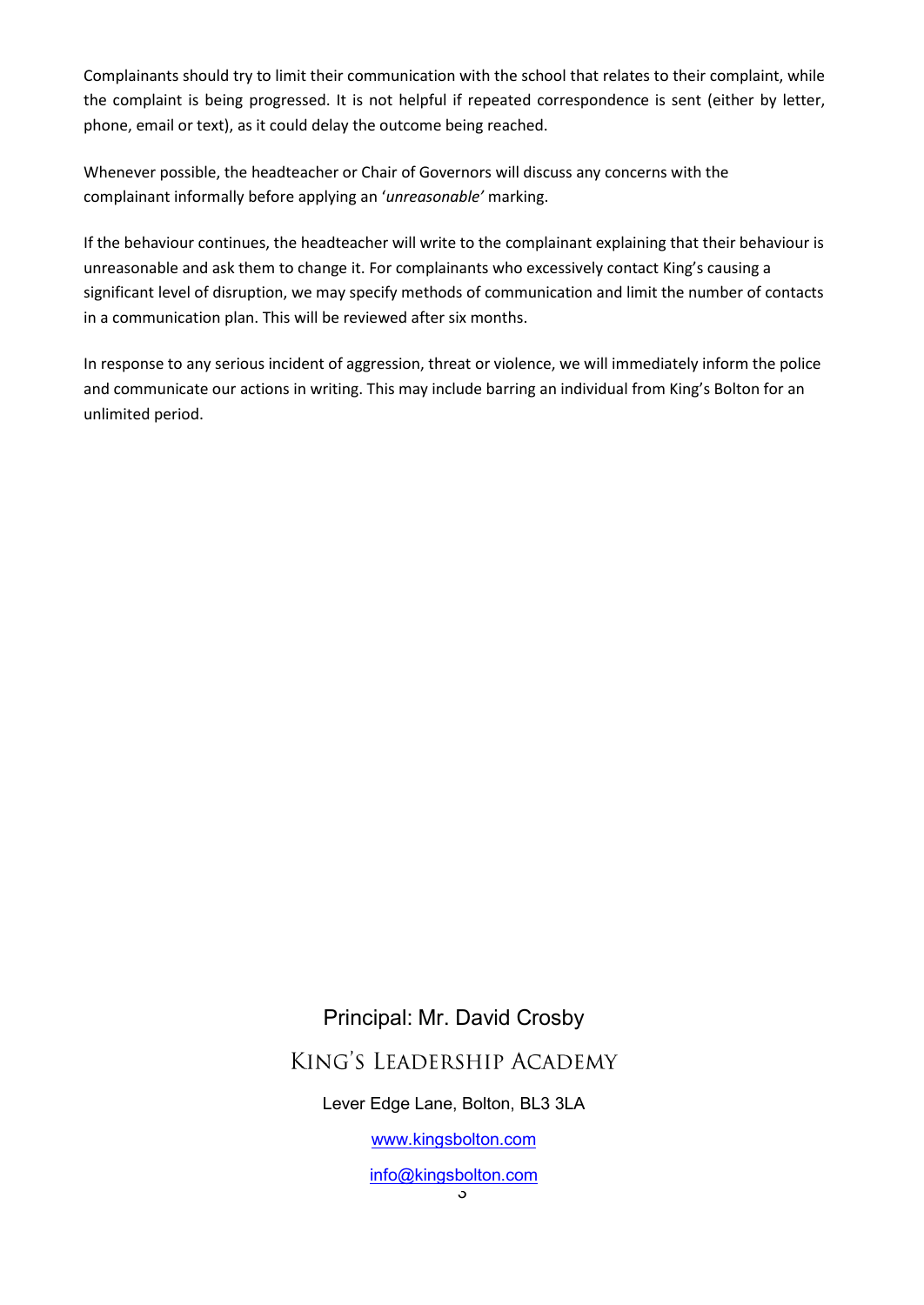Complainants should try to limit their communication with the school that relates to their complaint, while the complaint is being progressed. It is not helpful if repeated correspondence is sent (either by letter, phone, email or text), as it could delay the outcome being reached.

Whenever possible, the headteacher or Chair of Governors will discuss any concerns with the complainant informally before applying an '*unreasonable'* marking.

If the behaviour continues, the headteacher will write to the complainant explaining that their behaviour is unreasonable and ask them to change it. For complainants who excessively contact King's causing a significant level of disruption, we may specify methods of communication and limit the number of contacts in a communication plan. This will be reviewed after six months.

In response to any serious incident of aggression, threat or violence, we will immediately inform the police and communicate our actions in writing. This may include barring an individual from King's Bolton for an unlimited period.

Principal: Mr. David Crosby

King's Leadership Academy

Lever Edge Lane, Bolton, BL3 3LA

www.kingsbolton.com

info@kingsbolton.com